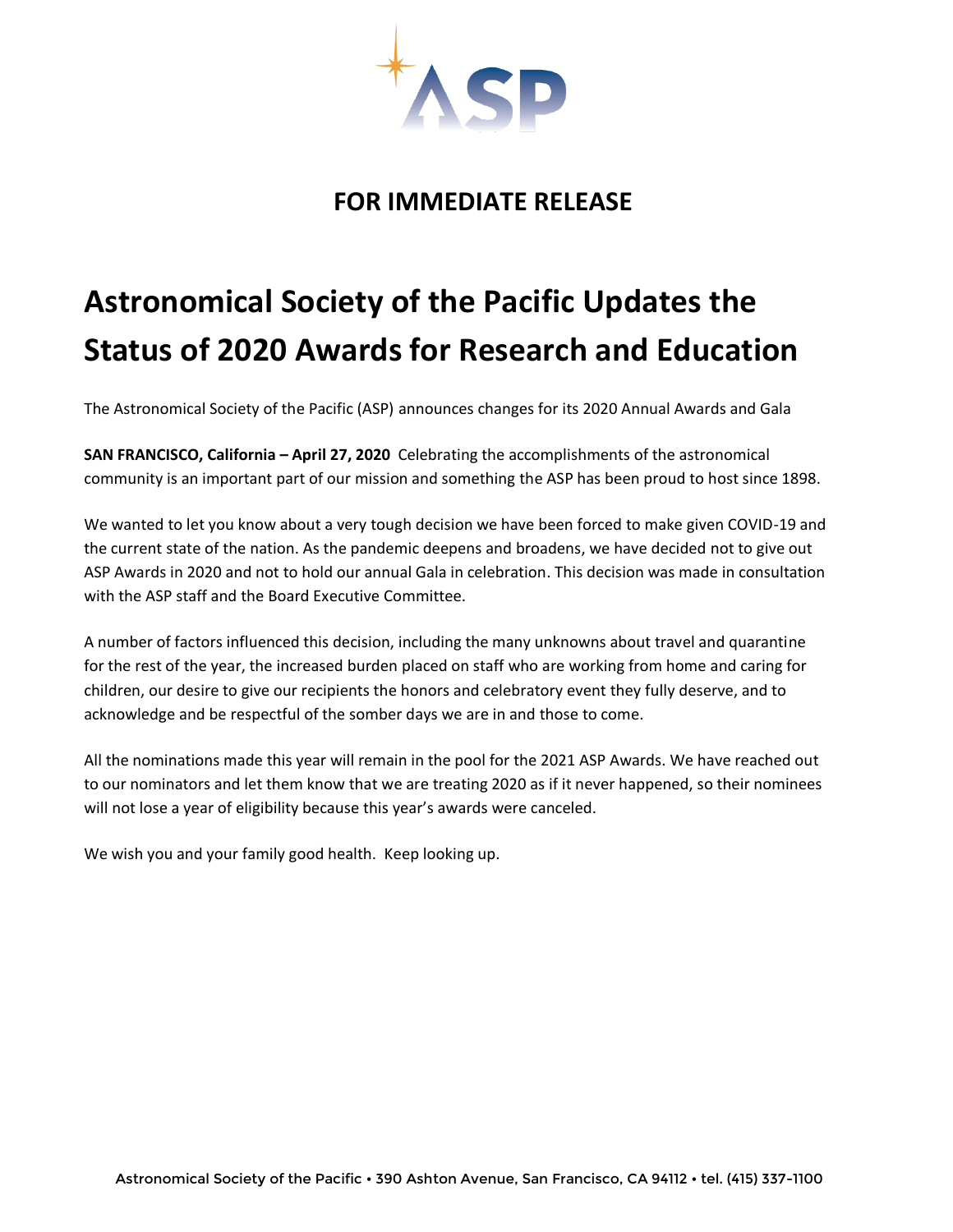ASP

## FOR IMMEDIATE RELEASE

# Astronomical Society of the Pacific Updates the Status of 2020 Awards for Research and Education

The Astronomical Society of the Pacific (ASP) announces changes for its 2020 Annual Awards and Gala

**SAN FRANCISCO, California – April 27, 2020** Celebrating the accomplishments of the astronomical community is an important part of our mission and something the ASP has been proud to host since 1898.

We wanted to let you know about a very tough decision we have been forced to make given COVID-19 and the current state of the nation. As the pandemic deepens and broadens, we have decided not to give out ASP Awards in 2020 and not to hold our annual Gala in celebration. This decision was made in consultation with the ASP staff and the Board Executive Committee.

A number of factors influenced this decision, including the many unknowns about travel and quarantine for the rest of the year, the increased burden placed on staff who are working from home and caring for children, our desire to give our recipients the honors and celebratory event they fully deserve, and to acknowledge and be respectful of the somber days we are in and those to come.

All the nominations made this year will remain in the pool for the 2021 ASP Awards. We have reached out to our nominators and let them know that we are treating 2020 as if it never happened, so their nominees will not lose a year of eligibility because this year's awards were canceled.

We wish you and your family good health. Keep looking up.

Astronomical Society of the Pacific • 390 Ashton Avenue, San Francisco, CA 94112 • tel. (415) 337-1100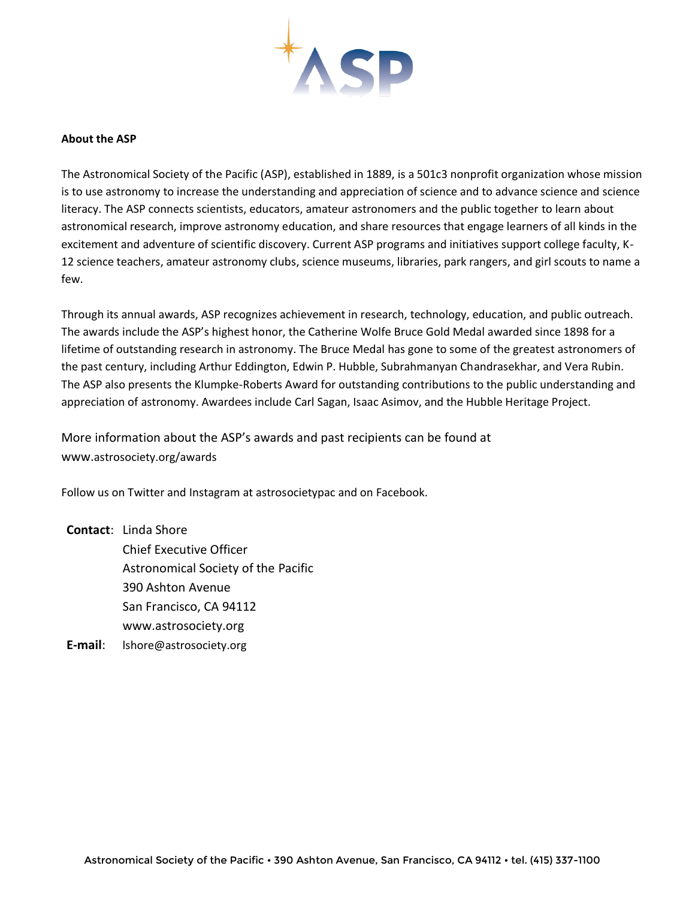**About the ASP**

The Astronomical Society of the Pacific (ASP), established in 1889, is a 501c3 nonprofit organization whose mission is to use astronomy to increase the understanding and appreciation of science and to advance science and science literacy. The ASP connects scientists, educators, amateur astronomers and the public together to learn about astronomical research, improve astronomy education, and share resources that engage learners of all kinds in the excitement and adventure of scientific discovery. Current ASP programs and initiatives support college faculty, K-12 science teachers, amateur astronomy clubs, science museums, libraries, park rangers, and girl scouts to name a few.

Through its annual awards, ASP recognizes achievement in research, technology, education, and public outreach. The awards include the ASP's highest honor, the Catherine Wolfe Bruce Gold Medal awarded since 1898 for a lifetime of outstanding research in astronomy. The Bruce Medal has gone to some of the greatest astronomers of the past century, including Arthur Eddington, Edwin P. Hubble, Subrahmanyan Chandrasekhar, and Vera Rubin. The ASP also presents the Klumpke-Roberts Award for outstanding contributions to the public understanding and appreciation of astronomy. Awardees include Carl Sagan, Isaac Asimov, and the Hubble Heritage Project.

More information about the ASP's awards and past recipients can be found at www.astrosociety.org/awards

Follow us on Twitter and Instagram at astrosocietypac and on Facebook.

**Contact**: Linda Shore
Chief Executive Officer
Astronomical Society of the Pacific
390 Ashton Avenue
San Francisco, CA 94112
www.astrosociety.org

**E-mail**: lshore@astrosociety.org

Astronomical Society of the Pacific • 390 Ashton Avenue, San Francisco, CA 94112 • tel. (415) 337-1100